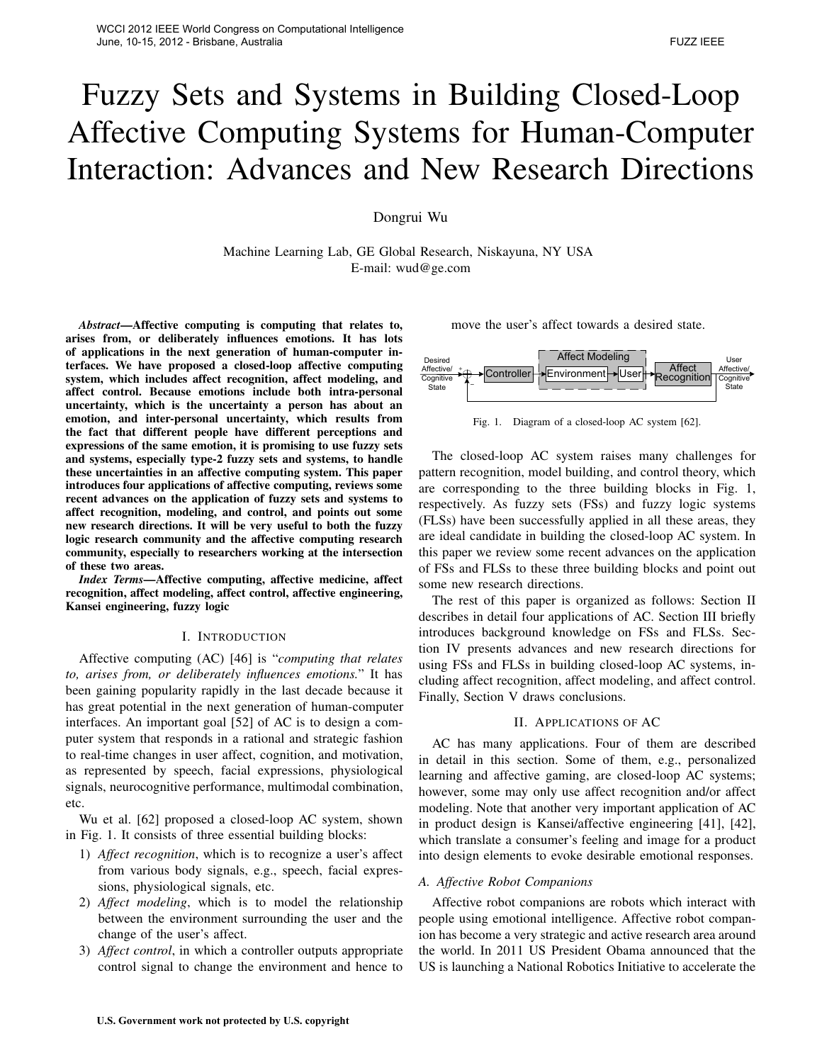# Fuzzy Sets and Systems in Building Closed-Loop Affective Computing Systems for Human-Computer Interaction: Advances and New Research Directions

Dongrui Wu

Machine Learning Lab, GE Global Research, Niskayuna, NY USA
E-mail: wud@ge.com

***Abstract*—Affective computing is computing that relates to, arises from, or deliberately influences emotions. It has lots of applications in the next generation of human-computer interfaces. We have proposed a closed-loop affective computing system, which includes affect recognition, affect modeling, and affect control. Because emotions include both intra-personal uncertainty, which is the uncertainty a person has about an emotion, and inter-personal uncertainty, which results from the fact that different people have different perceptions and expressions of the same emotion, it is promising to use fuzzy sets and systems, especially type-2 fuzzy sets and systems, to handle these uncertainties in an affective computing system. This paper introduces four applications of affective computing, reviews some recent advances on the application of fuzzy sets and systems to affect recognition, modeling, and control, and points out some new research directions. It will be very useful to both the fuzzy logic research community and the affective computing research community, especially to researchers working at the intersection of these two areas.**

***Index Terms*—Affective computing, affective medicine, affect recognition, affect modeling, affect control, affective engineering, Kansei engineering, fuzzy logic**

## I. Introduction

Affective computing (AC) [46] is "*computing that relates to, arises from, or deliberately influences emotions.*" It has been gaining popularity rapidly in the last decade because it has great potential in the next generation of human-computer interfaces. An important goal [52] of AC is to design a computer system that responds in a rational and strategic fashion to real-time changes in user affect, cognition, and motivation, as represented by speech, facial expressions, physiological signals, neurocognitive performance, multimodal combination, etc.

Wu et al. [62] proposed a closed-loop AC system, shown in Fig. 1. It consists of three essential building blocks:

1) *Affect recognition*, which is to recognize a user's affect from various body signals, e.g., speech, facial expressions, physiological signals, etc.
2) *Affect modeling*, which is to model the relationship between the environment surrounding the user and the change of the user's affect.
3) *Affect control*, in which a controller outputs appropriate control signal to change the environment and hence to move the user's affect towards a desired state.

Desired Affective/ Cognitive State
Controller
Affect Modeling
Environment
User
Affect Recognition
User Affective/ Cognitive State

Fig. 1. Diagram of a closed-loop AC system [62].

The closed-loop AC system raises many challenges for pattern recognition, model building, and control theory, which are corresponding to the three building blocks in Fig. 1, respectively. As fuzzy sets (FSs) and fuzzy logic systems (FLSs) have been successfully applied in all these areas, they are ideal candidate in building the closed-loop AC system. In this paper we review some recent advances on the application of FSs and FLSs to these three building blocks and point out some new research directions.

The rest of this paper is organized as follows: Section II describes in detail four applications of AC. Section III briefly introduces background knowledge on FSs and FLSs. Section IV presents advances and new research directions for using FSs and FLSs in building closed-loop AC systems, including affect recognition, affect modeling, and affect control. Finally, Section V draws conclusions.

## II. Applications of AC

AC has many applications. Four of them are described in detail in this section. Some of them, e.g., personalized learning and affective gaming, are closed-loop AC systems; however, some may only use affect recognition and/or affect modeling. Note that another very important application of AC in product design is Kansei/affective engineering [41], [42], which translate a consumer's feeling and image for a product into design elements to evoke desirable emotional responses.

### A. Affective Robot Companions

Affective robot companions are robots which interact with people using emotional intelligence. Affective robot companion has become a very strategic and active research area around the world. In 2011 US President Obama announced that the US is launching a National Robotics Initiative to accelerate the

U.S. Government work not protected by U.S. copyright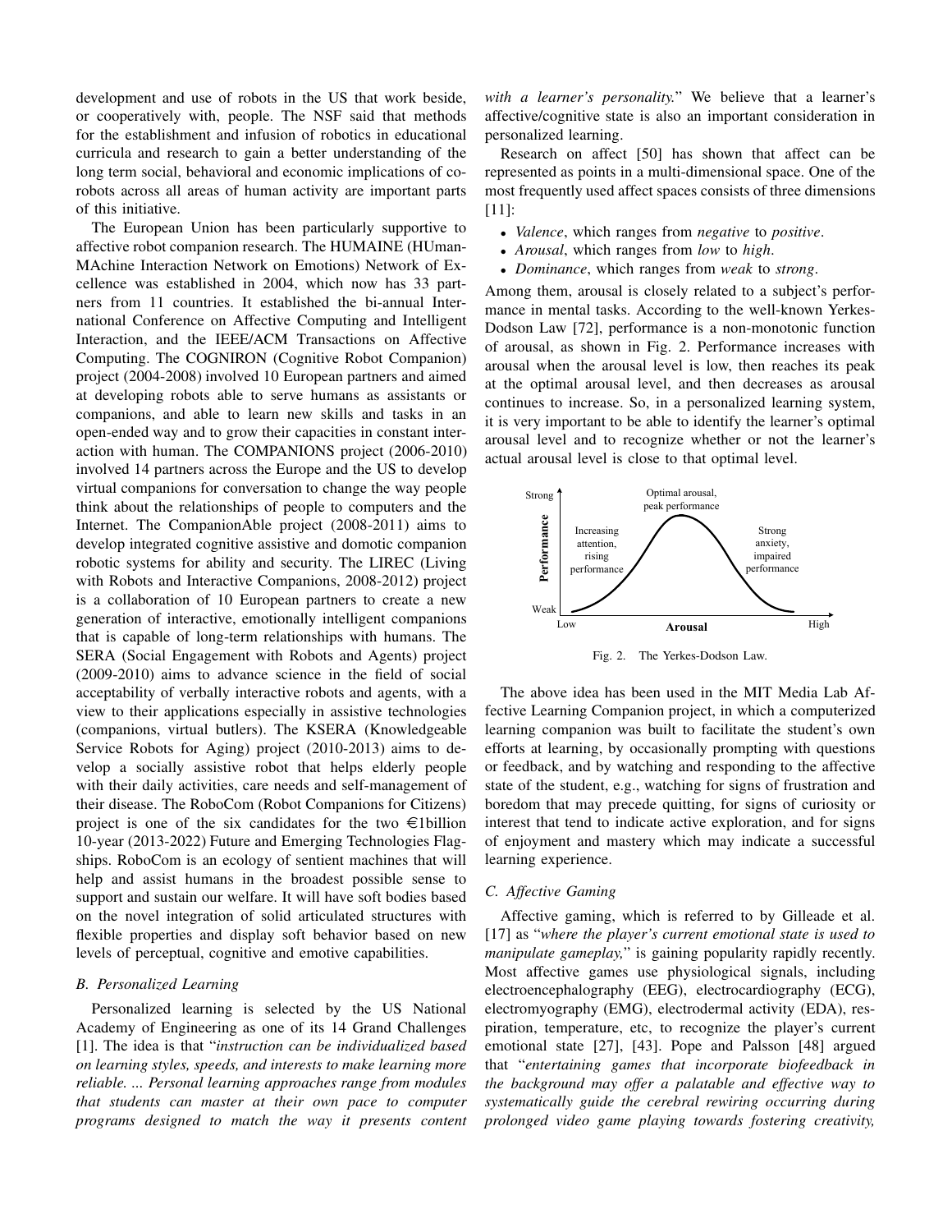development and use of robots in the US that work beside, or cooperatively with, people. The NSF said that methods for the establishment and infusion of robotics in educational curricula and research to gain a better understanding of the long term social, behavioral and economic implications of co-robots across all areas of human activity are important parts of this initiative.

The European Union has been particularly supportive to affective robot companion research. The HUMAINE (HUman-MAchine Interaction Network on Emotions) Network of Excellence was established in 2004, which now has 33 partners from 11 countries. It established the bi-annual International Conference on Affective Computing and Intelligent Interaction, and the IEEE/ACM Transactions on Affective Computing. The COGNIRON (Cognitive Robot Companion) project (2004-2008) involved 10 European partners and aimed at developing robots able to serve humans as assistants or companions, and able to learn new skills and tasks in an open-ended way and to grow their capacities in constant interaction with human. The COMPANIONS project (2006-2010) involved 14 partners across the Europe and the US to develop virtual companions for conversation to change the way people think about the relationships of people to computers and the Internet. The CompanionAble project (2008-2011) aims to develop integrated cognitive assistive and domotic companion robotic systems for ability and security. The LIREC (Living with Robots and Interactive Companions, 2008-2012) project is a collaboration of 10 European partners to create a new generation of interactive, emotionally intelligent companions that is capable of long-term relationships with humans. The SERA (Social Engagement with Robots and Agents) project (2009-2010) aims to advance science in the field of social acceptability of verbally interactive robots and agents, with a view to their applications especially in assistive technologies (companions, virtual butlers). The KSERA (Knowledgeable Service Robots for Aging) project (2010-2013) aims to develop a socially assistive robot that helps elderly people with their daily activities, care needs and self-management of their disease. The RoboCom (Robot Companions for Citizens) project is one of the six candidates for the two €1billion 10-year (2013-2022) Future and Emerging Technologies Flagships. RoboCom is an ecology of sentient machines that will help and assist humans in the broadest possible sense to support and sustain our welfare. It will have soft bodies based on the novel integration of solid articulated structures with flexible properties and display soft behavior based on new levels of perceptual, cognitive and emotive capabilities.

### B. Personalized Learning

Personalized learning is selected by the US National Academy of Engineering as one of its 14 Grand Challenges [1]. The idea is that "*instruction can be individualized based on learning styles, speeds, and interests to make learning more reliable. ... Personal learning approaches range from modules that students can master at their own pace to computer programs designed to match the way it presents content with a learner's personality.*" We believe that a learner's affective/cognitive state is also an important consideration in personalized learning.

Research on affect [50] has shown that affect can be represented as points in a multi-dimensional space. One of the most frequently used affect spaces consists of three dimensions [11]:

- *Valence*, which ranges from *negative* to *positive*.
- *Arousal*, which ranges from *low* to *high*.
- *Dominance*, which ranges from *weak* to *strong*.

Among them, arousal is closely related to a subject's performance in mental tasks. According to the well-known Yerkes-Dodson Law [72], performance is a non-monotonic function of arousal, as shown in Fig. 2. Performance increases with arousal when the arousal level is low, then reaches its peak at the optimal arousal level, and then decreases as arousal continues to increase. So, in a personalized learning system, it is very important to be able to identify the learner's optimal arousal level and to recognize whether or not the learner's actual arousal level is close to that optimal level.

Strong
Weak
Performance
Low
Arousal
High
Increasing attention, rising performance
Optimal arousal, peak performance
Strong anxiety, impaired performance

Fig. 2. The Yerkes-Dodson Law.

The above idea has been used in the MIT Media Lab Affective Learning Companion project, in which a computerized learning companion was built to facilitate the student's own efforts at learning, by occasionally prompting with questions or feedback, and by watching and responding to the affective state of the student, e.g., watching for signs of frustration and boredom that may precede quitting, for signs of curiosity or interest that tend to indicate active exploration, and for signs of enjoyment and mastery which may indicate a successful learning experience.

### C. Affective Gaming

Affective gaming, which is referred to by Gilleade et al. [17] as "*where the player's current emotional state is used to manipulate gameplay,*" is gaining popularity rapidly recently. Most affective games use physiological signals, including electroencephalography (EEG), electrocardiography (ECG), electromyography (EMG), electrodermal activity (EDA), respiration, temperature, etc, to recognize the player's current emotional state [27], [43]. Pope and Palsson [48] argued that "*entertaining games that incorporate biofeedback in the background may offer a palatable and effective way to systematically guide the cerebral rewiring occurring during prolonged video game playing towards fostering creativity,*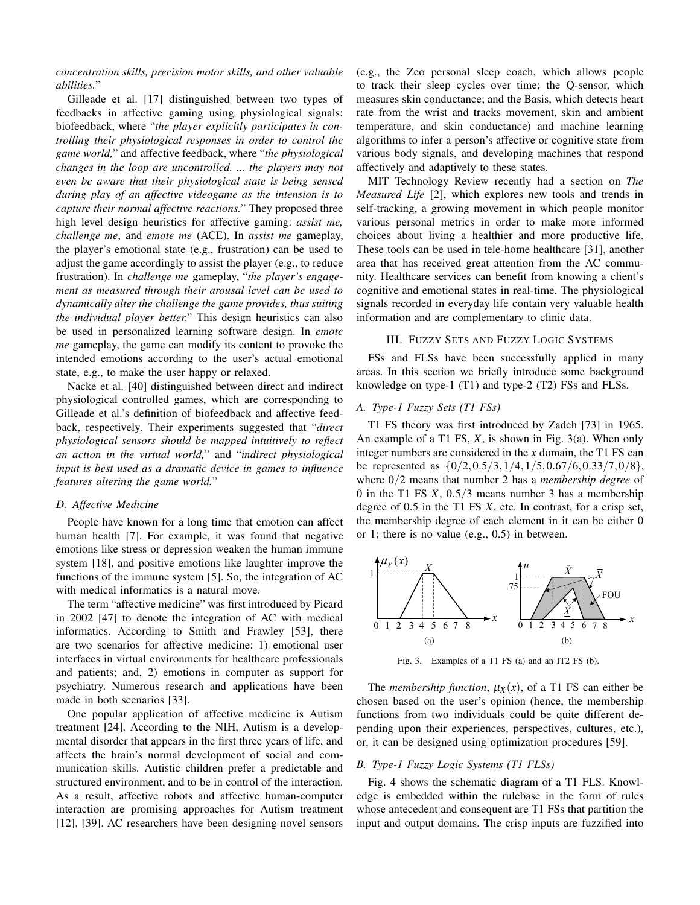*concentration skills, precision motor skills, and other valuable abilities.*"

Gilleade et al. [17] distinguished between two types of feedbacks in affective gaming using physiological signals: biofeedback, where "*the player explicitly participates in controlling their physiological responses in order to control the game world,*" and affective feedback, where "*the physiological changes in the loop are uncontrolled. ... the players may not even be aware that their physiological state is being sensed during play of an affective videogame as the intension is to capture their normal affective reactions.*" They proposed three high level design heuristics for affective gaming: *assist me, challenge me*, and *emote me* (ACE). In *assist me* gameplay, the player's emotional state (e.g., frustration) can be used to adjust the game accordingly to assist the player (e.g., to reduce frustration). In *challenge me* gameplay, "*the player's engagement as measured through their arousal level can be used to dynamically alter the challenge the game provides, thus suiting the individual player better.*" This design heuristics can also be used in personalized learning software design. In *emote me* gameplay, the game can modify its content to provoke the intended emotions according to the user's actual emotional state, e.g., to make the user happy or relaxed.

Nacke et al. [40] distinguished between direct and indirect physiological controlled games, which are corresponding to Gilleade et al.'s definition of biofeedback and affective feedback, respectively. Their experiments suggested that "*direct physiological sensors should be mapped intuitively to reflect an action in the virtual world,*" and "*indirect physiological input is best used as a dramatic device in games to influence features altering the game world.*"

### D. Affective Medicine

People have known for a long time that emotion can affect human health [7]. For example, it was found that negative emotions like stress or depression weaken the human immune system [18], and positive emotions like laughter improve the functions of the immune system [5]. So, the integration of AC with medical informatics is a natural move.

The term "affective medicine" was first introduced by Picard in 2002 [47] to denote the integration of AC with medical informatics. According to Smith and Frawley [53], there are two scenarios for affective medicine: 1) emotional user interfaces in virtual environments for healthcare professionals and patients; and, 2) emotions in computer as support for psychiatry. Numerous research and applications have been made in both scenarios [33].

One popular application of affective medicine is Autism treatment [24]. According to the NIH, Autism is a developmental disorder that appears in the first three years of life, and affects the brain's normal development of social and communication skills. Autistic children prefer a predictable and structured environment, and to be in control of the interaction. As a result, affective robots and affective human-computer interaction are promising approaches for Autism treatment [12], [39]. AC researchers have been designing novel sensors (e.g., the Zeo personal sleep coach, which allows people to track their sleep cycles over time; the Q-sensor, which measures skin conductance; and the Basis, which detects heart rate from the wrist and tracks movement, skin and ambient temperature, and skin conductance) and machine learning algorithms to infer a person's affective or cognitive state from various body signals, and developing machines that respond affectively and adaptively to these states.

MIT Technology Review recently had a section on *The Measured Life* [2], which explores new tools and trends in self-tracking, a growing movement in which people monitor various personal metrics in order to make more informed choices about living a healthier and more productive life. These tools can be used in tele-home healthcare [31], another area that has received great attention from the AC community. Healthcare services can benefit from knowing a client's cognitive and emotional states in real-time. The physiological signals recorded in everyday life contain very valuable health information and are complementary to clinic data.

## III. Fuzzy Sets and Fuzzy Logic Systems

FSs and FLSs have been successfully applied in many areas. In this section we briefly introduce some background knowledge on type-1 (T1) and type-2 (T2) FSs and FLSs.

### A. Type-1 Fuzzy Sets (T1 FSs)

T1 FS theory was first introduced by Zadeh [73] in 1965. An example of a T1 FS, $X$, is shown in Fig. 3(a). When only integer numbers are considered in the $x$ domain, the T1 FS can be represented as $\{0/2, 0.5/3, 1/4, 1/5, 0.67/6, 0.33/7, 0/8\}$, where $0/2$ means that number 2 has a *membership degree* of 0 in the T1 FS $X$, $0.5/3$ means number 3 has a membership degree of 0.5 in the T1 FS $X$, etc. In contrast, for a crisp set, the membership degree of each element in it can be either 0 or 1; there is no value (e.g., 0.5) in between.

$\mu_X(x)$
1
$X$
0 1 2 3 4 5 6 7 8
$x$
(a)

$u$
1
.75
$\tilde{X}$
$\overline{X}$
FOU
$\underline{X}$
0 1 2 3 4 5 6 7 8
$x$
(b)

Fig. 3. Examples of a T1 FS (a) and an IT2 FS (b).

The *membership function*, $\mu_X(x)$, of a T1 FS can either be chosen based on the user's opinion (hence, the membership functions from two individuals could be quite different depending upon their experiences, perspectives, cultures, etc.), or, it can be designed using optimization procedures [59].

### B. Type-1 Fuzzy Logic Systems (T1 FLSs)

Fig. 4 shows the schematic diagram of a T1 FLS. Knowledge is embedded within the rulebase in the form of rules whose antecedent and consequent are T1 FSs that partition the input and output domains. The crisp inputs are fuzzified into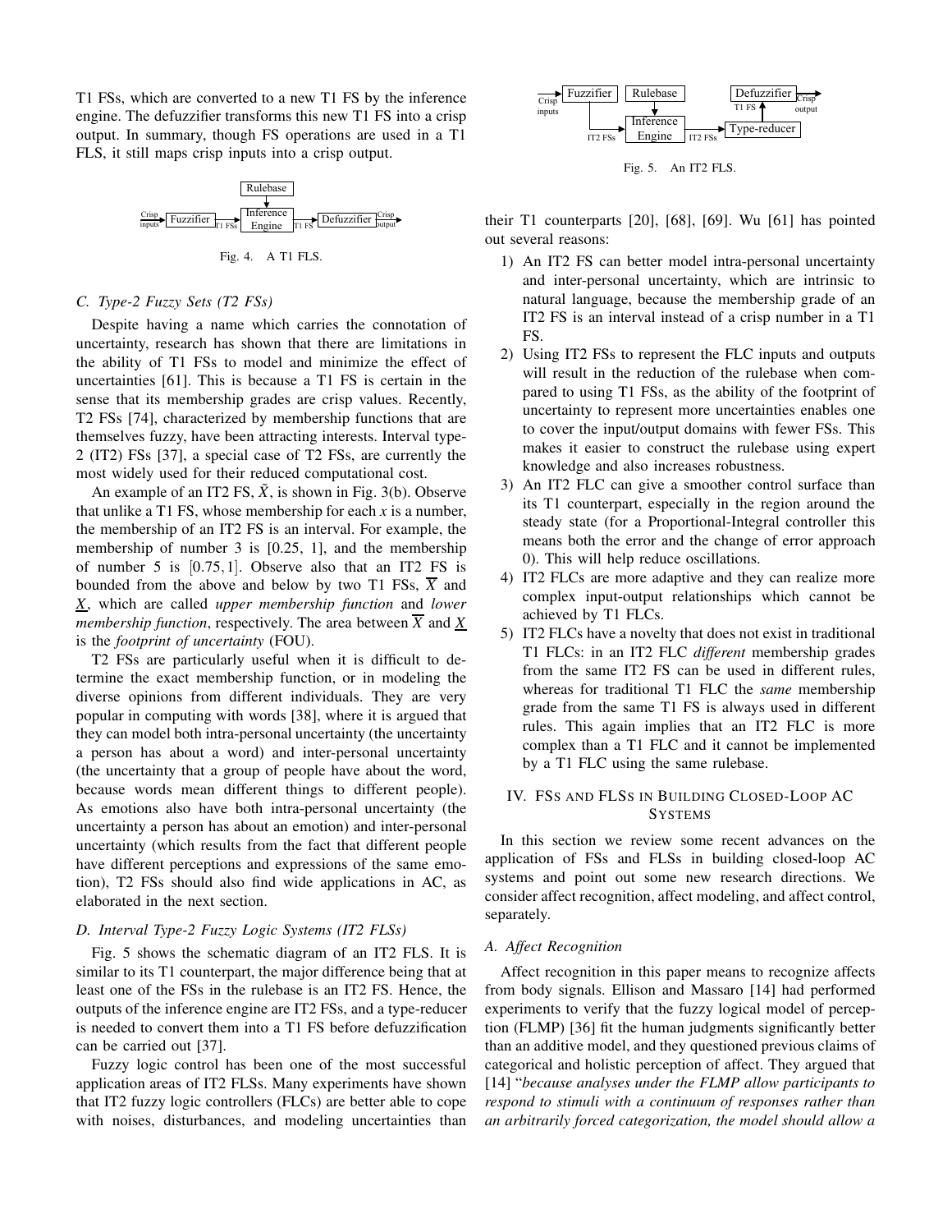T1 FSs, which are converted to a new T1 FS by the inference engine. The defuzzifier transforms this new T1 FS into a crisp output. In summary, though FS operations are used in a T1 FLS, it still maps crisp inputs into a crisp output.

Rulebase
Crisp inputs
Fuzzifier
T1 FSs
Inference Engine
T1 FS
Defuzzifier
Crisp output

Fig. 4. A T1 FLS.

### C. Type-2 Fuzzy Sets (T2 FSs)

Despite having a name which carries the connotation of uncertainty, research has shown that there are limitations in the ability of T1 FSs to model and minimize the effect of uncertainties [61]. This is because a T1 FS is certain in the sense that its membership grades are crisp values. Recently, T2 FSs [74], characterized by membership functions that are themselves fuzzy, have been attracting interests. Interval type-2 (IT2) FSs [37], a special case of T2 FSs, are currently the most widely used for their reduced computational cost.

An example of an IT2 FS, $\tilde{X}$, is shown in Fig. 3(b). Observe that unlike a T1 FS, whose membership for each $x$ is a number, the membership of an IT2 FS is an interval. For example, the membership of number 3 is [0.25, 1], and the membership of number 5 is $[0.75, 1]$. Observe also that an IT2 FS is bounded from the above and below by two T1 FSs, $\overline{X}$ and $\underline{X}$, which are called *upper membership function* and *lower membership function*, respectively. The area between $\overline{X}$ and $\underline{X}$ is the *footprint of uncertainty* (FOU).

T2 FSs are particularly useful when it is difficult to determine the exact membership function, or in modeling the diverse opinions from different individuals. They are very popular in computing with words [38], where it is argued that they can model both intra-personal uncertainty (the uncertainty a person has about a word) and inter-personal uncertainty (the uncertainty that a group of people have about the word, because words mean different things to different people). As emotions also have both intra-personal uncertainty (the uncertainty a person has about an emotion) and inter-personal uncertainty (which results from the fact that different people have different perceptions and expressions of the same emotion), T2 FSs should also find wide applications in AC, as elaborated in the next section.

### D. Interval Type-2 Fuzzy Logic Systems (IT2 FLSs)

Fig. 5 shows the schematic diagram of an IT2 FLS. It is similar to its T1 counterpart, the major difference being that at least one of the FSs in the rulebase is an IT2 FS. Hence, the outputs of the inference engine are IT2 FSs, and a type-reducer is needed to convert them into a T1 FS before defuzzification can be carried out [37].

Fuzzy logic control has been one of the most successful application areas of IT2 FLSs. Many experiments have shown that IT2 fuzzy logic controllers (FLCs) are better able to cope with noises, disturbances, and modeling uncertainties than their T1 counterparts [20], [68], [69]. Wu [61] has pointed out several reasons:

1) An IT2 FS can better model intra-personal uncertainty and inter-personal uncertainty, which are intrinsic to natural language, because the membership grade of an IT2 FS is an interval instead of a crisp number in a T1 FS.
2) Using IT2 FSs to represent the FLC inputs and outputs will result in the reduction of the rulebase when compared to using T1 FSs, as the ability of the footprint of uncertainty to represent more uncertainties enables one to cover the input/output domains with fewer FSs. This makes it easier to construct the rulebase using expert knowledge and also increases robustness.
3) An IT2 FLC can give a smoother control surface than its T1 counterpart, especially in the region around the steady state (for a Proportional-Integral controller this means both the error and the change of error approach 0). This will help reduce oscillations.
4) IT2 FLCs are more adaptive and they can realize more complex input-output relationships which cannot be achieved by T1 FLCs.
5) IT2 FLCs have a novelty that does not exist in traditional T1 FLCs: in an IT2 FLC *different* membership grades from the same IT2 FS can be used in different rules, whereas for traditional T1 FLC the *same* membership grade from the same T1 FS is always used in different rules. This again implies that an IT2 FLC is more complex than a T1 FLC and it cannot be implemented by a T1 FLC using the same rulebase.

Fuzzifier
Rulebase
Defuzzifier
Crisp inputs
T1 FS
Crisp output
Inference Engine
IT2 FSs
IT2 FSs
Type-reducer

Fig. 5. An IT2 FLS.

## IV. FSs and FLSs in Building Closed-Loop AC Systems

In this section we review some recent advances on the application of FSs and FLSs in building closed-loop AC systems and point out some new research directions. We consider affect recognition, affect modeling, and affect control, separately.

### A. Affect Recognition

Affect recognition in this paper means to recognize affects from body signals. Ellison and Massaro [14] had performed experiments to verify that the fuzzy logical model of perception (FLMP) [36] fit the human judgments significantly better than an additive model, and they questioned previous claims of categorical and holistic perception of affect. They argued that [14] "*because analyses under the FLMP allow participants to respond to stimuli with a continuum of responses rather than an arbitrarily forced categorization, the model should allow a*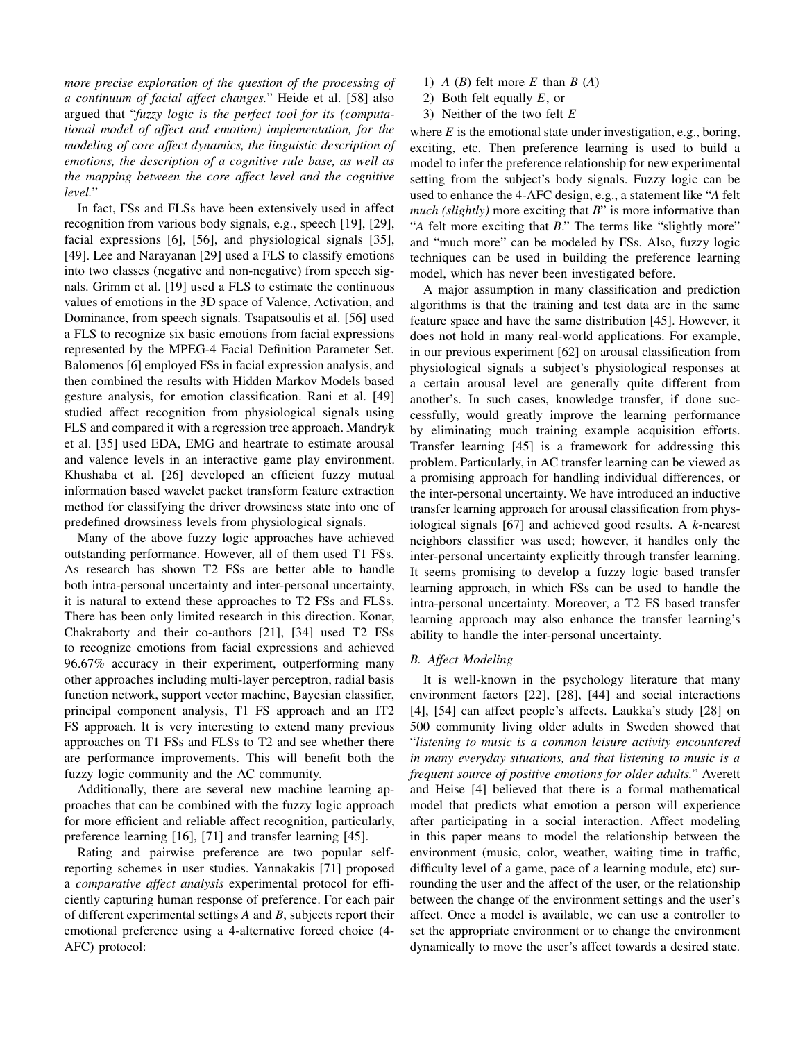*more precise exploration of the question of the processing of a continuum of facial affect changes.*" Heide et al. [58] also argued that "*fuzzy logic is the perfect tool for its (computational model of affect and emotion) implementation, for the modeling of core affect dynamics, the linguistic description of emotions, the description of a cognitive rule base, as well as the mapping between the core affect level and the cognitive level.*"

In fact, FSs and FLSs have been extensively used in affect recognition from various body signals, e.g., speech [19], [29], facial expressions [6], [56], and physiological signals [35], [49]. Lee and Narayanan [29] used a FLS to classify emotions into two classes (negative and non-negative) from speech signals. Grimm et al. [19] used a FLS to estimate the continuous values of emotions in the 3D space of Valence, Activation, and Dominance, from speech signals. Tsapatsoulis et al. [56] used a FLS to recognize six basic emotions from facial expressions represented by the MPEG-4 Facial Definition Parameter Set. Balomenos [6] employed FSs in facial expression analysis, and then combined the results with Hidden Markov Models based gesture analysis, for emotion classification. Rani et al. [49] studied affect recognition from physiological signals using FLS and compared it with a regression tree approach. Mandryk et al. [35] used EDA, EMG and heartrate to estimate arousal and valence levels in an interactive game play environment. Khushaba et al. [26] developed an efficient fuzzy mutual information based wavelet packet transform feature extraction method for classifying the driver drowsiness state into one of predefined drowsiness levels from physiological signals.

Many of the above fuzzy logic approaches have achieved outstanding performance. However, all of them used T1 FSs. As research has shown T2 FSs are better able to handle both intra-personal uncertainty and inter-personal uncertainty, it is natural to extend these approaches to T2 FSs and FLSs. There has been only limited research in this direction. Konar, Chakraborty and their co-authors [21], [34] used T2 FSs to recognize emotions from facial expressions and achieved 96.67% accuracy in their experiment, outperforming many other approaches including multi-layer perceptron, radial basis function network, support vector machine, Bayesian classifier, principal component analysis, T1 FS approach and an IT2 FS approach. It is very interesting to extend many previous approaches on T1 FSs and FLSs to T2 and see whether there are performance improvements. This will benefit both the fuzzy logic community and the AC community.

Additionally, there are several new machine learning approaches that can be combined with the fuzzy logic approach for more efficient and reliable affect recognition, particularly, preference learning [16], [71] and transfer learning [45].

Rating and pairwise preference are two popular self-reporting schemes in user studies. Yannakakis [71] proposed a *comparative affect analysis* experimental protocol for efficiently capturing human response of preference. For each pair of different experimental settings *A* and *B*, subjects report their emotional preference using a 4-alternative forced choice (4-AFC) protocol:

1) *A* (*B*) felt more *E* than *B* (*A*)
2) Both felt equally *E*, or
3) Neither of the two felt *E*

where *E* is the emotional state under investigation, e.g., boring, exciting, etc. Then preference learning is used to build a model to infer the preference relationship for new experimental setting from the subject's body signals. Fuzzy logic can be used to enhance the 4-AFC design, e.g., a statement like "*A* felt *much (slightly)* more exciting that *B*" is more informative than "*A* felt more exciting that *B*." The terms like "slightly more" and "much more" can be modeled by FSs. Also, fuzzy logic techniques can be used in building the preference learning model, which has never been investigated before.

A major assumption in many classification and prediction algorithms is that the training and test data are in the same feature space and have the same distribution [45]. However, it does not hold in many real-world applications. For example, in our previous experiment [62] on arousal classification from physiological signals a subject's physiological responses at a certain arousal level are generally quite different from another's. In such cases, knowledge transfer, if done successfully, would greatly improve the learning performance by eliminating much training example acquisition efforts. Transfer learning [45] is a framework for addressing this problem. Particularly, in AC transfer learning can be viewed as a promising approach for handling individual differences, or the inter-personal uncertainty. We have introduced an inductive transfer learning approach for arousal classification from physiological signals [67] and achieved good results. A *k*-nearest neighbors classifier was used; however, it handles only the inter-personal uncertainty explicitly through transfer learning. It seems promising to develop a fuzzy logic based transfer learning approach, in which FSs can be used to handle the intra-personal uncertainty. Moreover, a T2 FS based transfer learning approach may also enhance the transfer learning's ability to handle the inter-personal uncertainty.

### *B. Affect Modeling*

It is well-known in the psychology literature that many environment factors [22], [28], [44] and social interactions [4], [54] can affect people's affects. Laukka's study [28] on 500 community living older adults in Sweden showed that "*listening to music is a common leisure activity encountered in many everyday situations, and that listening to music is a frequent source of positive emotions for older adults.*" Averett and Heise [4] believed that there is a formal mathematical model that predicts what emotion a person will experience after participating in a social interaction. Affect modeling in this paper means to model the relationship between the environment (music, color, weather, waiting time in traffic, difficulty level of a game, pace of a learning module, etc) surrounding the user and the affect of the user, or the relationship between the change of the environment settings and the user's affect. Once a model is available, we can use a controller to set the appropriate environment or to change the environment dynamically to move the user's affect towards a desired state.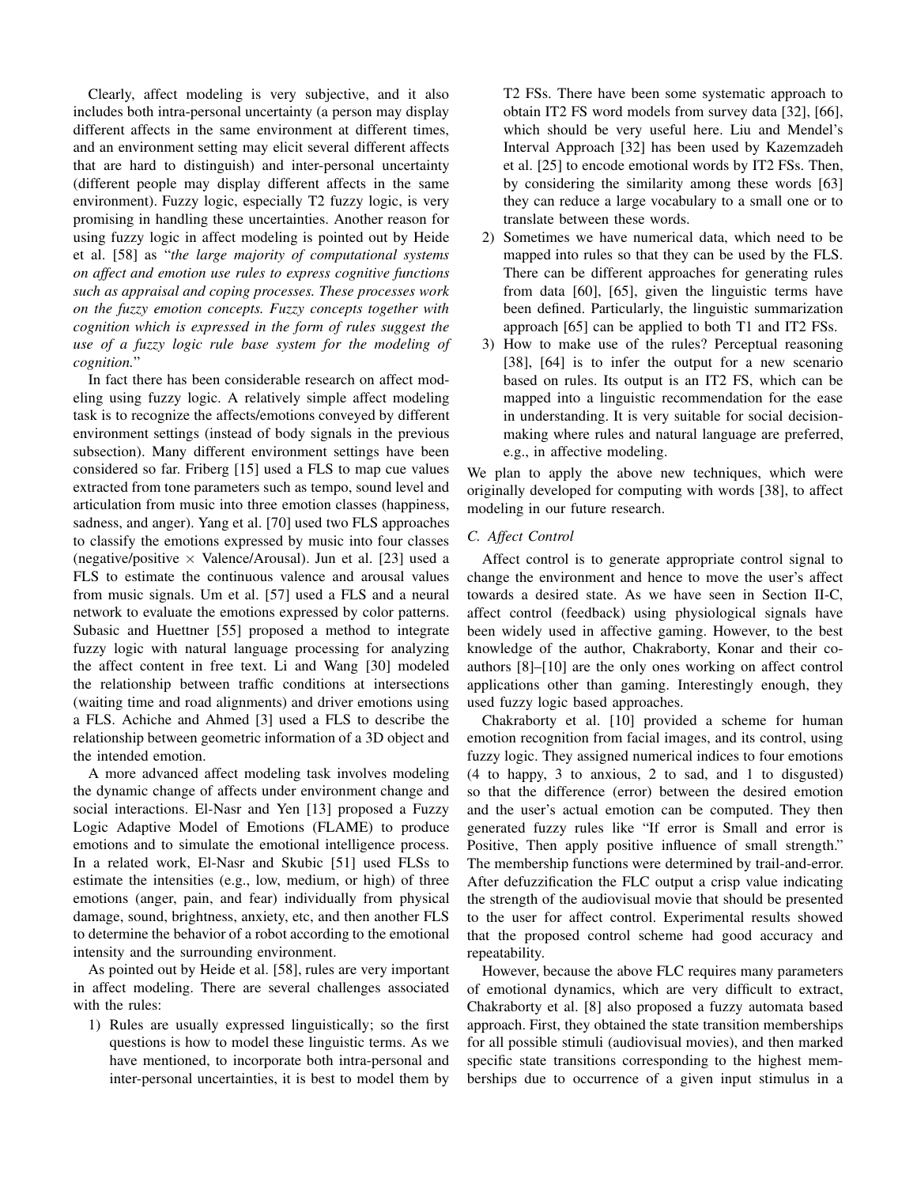Clearly, affect modeling is very subjective, and it also includes both intra-personal uncertainty (a person may display different affects in the same environment at different times, and an environment setting may elicit several different affects that are hard to distinguish) and inter-personal uncertainty (different people may display different affects in the same environment). Fuzzy logic, especially T2 fuzzy logic, is very promising in handling these uncertainties. Another reason for using fuzzy logic in affect modeling is pointed out by Heide et al. [58] as "*the large majority of computational systems on affect and emotion use rules to express cognitive functions such as appraisal and coping processes. These processes work on the fuzzy emotion concepts. Fuzzy concepts together with cognition which is expressed in the form of rules suggest the use of a fuzzy logic rule base system for the modeling of cognition.*"

In fact there has been considerable research on affect modeling using fuzzy logic. A relatively simple affect modeling task is to recognize the affects/emotions conveyed by different environment settings (instead of body signals in the previous subsection). Many different environment settings have been considered so far. Friberg [15] used a FLS to map cue values extracted from tone parameters such as tempo, sound level and articulation from music into three emotion classes (happiness, sadness, and anger). Yang et al. [70] used two FLS approaches to classify the emotions expressed by music into four classes (negative/positive × Valence/Arousal). Jun et al. [23] used a FLS to estimate the continuous valence and arousal values from music signals. Um et al. [57] used a FLS and a neural network to evaluate the emotions expressed by color patterns. Subasic and Huettner [55] proposed a method to integrate fuzzy logic with natural language processing for analyzing the affect content in free text. Li and Wang [30] modeled the relationship between traffic conditions at intersections (waiting time and road alignments) and driver emotions using a FLS. Achiche and Ahmed [3] used a FLS to describe the relationship between geometric information of a 3D object and the intended emotion.

A more advanced affect modeling task involves modeling the dynamic change of affects under environment change and social interactions. El-Nasr and Yen [13] proposed a Fuzzy Logic Adaptive Model of Emotions (FLAME) to produce emotions and to simulate the emotional intelligence process. In a related work, El-Nasr and Skubic [51] used FLSs to estimate the intensities (e.g., low, medium, or high) of three emotions (anger, pain, and fear) individually from physical damage, sound, brightness, anxiety, etc, and then another FLS to determine the behavior of a robot according to the emotional intensity and the surrounding environment.

As pointed out by Heide et al. [58], rules are very important in affect modeling. There are several challenges associated with the rules:

1) Rules are usually expressed linguistically; so the first questions is how to model these linguistic terms. As we have mentioned, to incorporate both intra-personal and inter-personal uncertainties, it is best to model them by T2 FSs. There have been some systematic approach to obtain IT2 FS word models from survey data [32], [66], which should be very useful here. Liu and Mendel's Interval Approach [32] has been used by Kazemzadeh et al. [25] to encode emotional words by IT2 FSs. Then, by considering the similarity among these words [63] they can reduce a large vocabulary to a small one or to translate between these words.
2) Sometimes we have numerical data, which need to be mapped into rules so that they can be used by the FLS. There can be different approaches for generating rules from data [60], [65], given the linguistic terms have been defined. Particularly, the linguistic summarization approach [65] can be applied to both T1 and IT2 FSs.
3) How to make use of the rules? Perceptual reasoning [38], [64] is to infer the output for a new scenario based on rules. Its output is an IT2 FS, which can be mapped into a linguistic recommendation for the ease in understanding. It is very suitable for social decision-making where rules and natural language are preferred, e.g., in affective modeling.

We plan to apply the above new techniques, which were originally developed for computing with words [38], to affect modeling in our future research.

### C. Affect Control

Affect control is to generate appropriate control signal to change the environment and hence to move the user's affect towards a desired state. As we have seen in Section II-C, affect control (feedback) using physiological signals have been widely used in affective gaming. However, to the best knowledge of the author, Chakraborty, Konar and their co-authors [8]–[10] are the only ones working on affect control applications other than gaming. Interestingly enough, they used fuzzy logic based approaches.

Chakraborty et al. [10] provided a scheme for human emotion recognition from facial images, and its control, using fuzzy logic. They assigned numerical indices to four emotions (4 to happy, 3 to anxious, 2 to sad, and 1 to disgusted) so that the difference (error) between the desired emotion and the user's actual emotion can be computed. They then generated fuzzy rules like "If error is Small and error is Positive, Then apply positive influence of small strength." The membership functions were determined by trail-and-error. After defuzzification the FLC output a crisp value indicating the strength of the audiovisual movie that should be presented to the user for affect control. Experimental results showed that the proposed control scheme had good accuracy and repeatability.

However, because the above FLC requires many parameters of emotional dynamics, which are very difficult to extract, Chakraborty et al. [8] also proposed a fuzzy automata based approach. First, they obtained the state transition memberships for all possible stimuli (audiovisual movies), and then marked specific state transitions corresponding to the highest memberships due to occurrence of a given input stimulus in a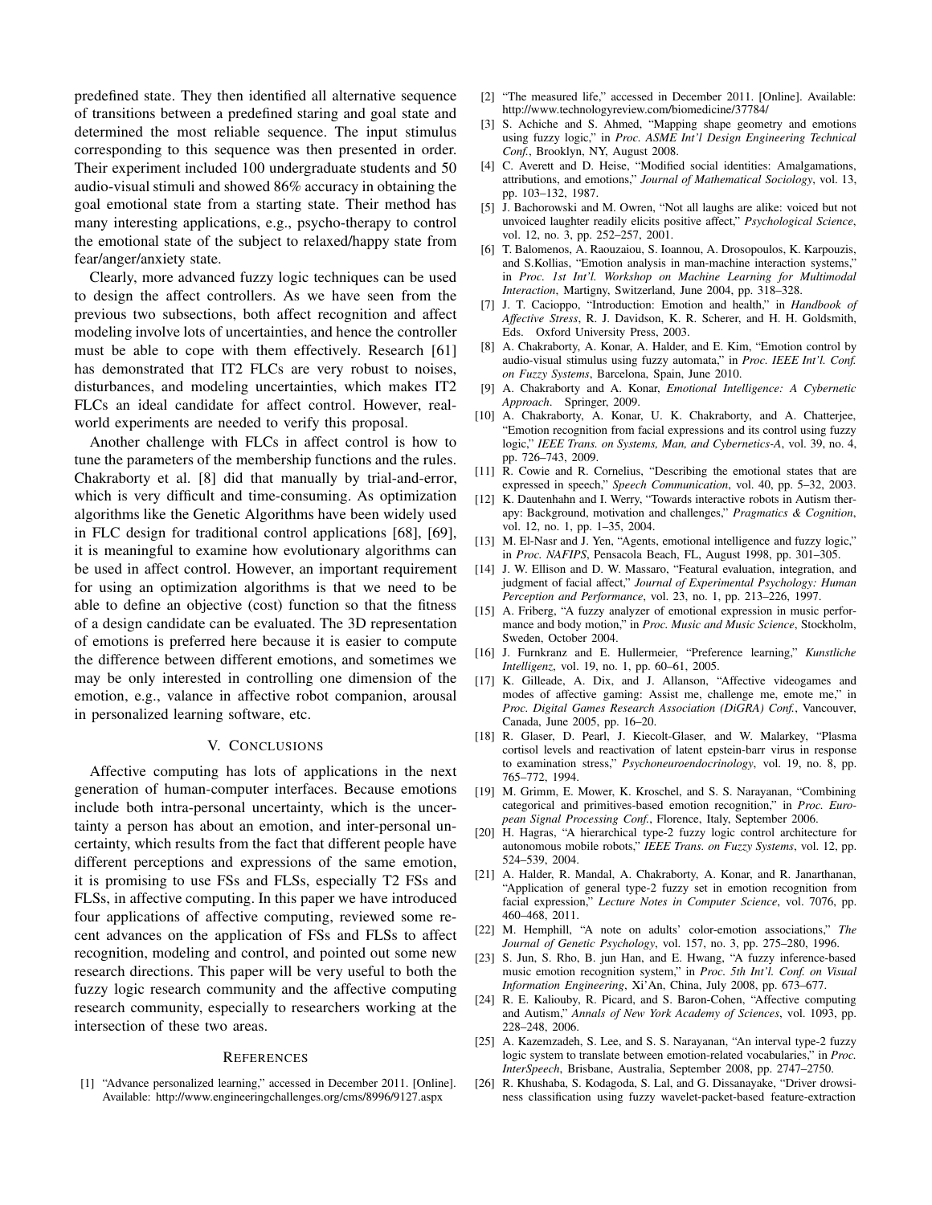predefined state. They then identified all alternative sequence of transitions between a predefined staring and goal state and determined the most reliable sequence. The input stimulus corresponding to this sequence was then presented in order. Their experiment included 100 undergraduate students and 50 audio-visual stimuli and showed 86% accuracy in obtaining the goal emotional state from a starting state. Their method has many interesting applications, e.g., psycho-therapy to control the emotional state of the subject to relaxed/happy state from fear/anger/anxiety state.

Clearly, more advanced fuzzy logic techniques can be used to design the affect controllers. As we have seen from the previous two subsections, both affect recognition and affect modeling involve lots of uncertainties, and hence the controller must be able to cope with them effectively. Research [61] has demonstrated that IT2 FLCs are very robust to noises, disturbances, and modeling uncertainties, which makes IT2 FLCs an ideal candidate for affect control. However, real-world experiments are needed to verify this proposal.

Another challenge with FLCs in affect control is how to tune the parameters of the membership functions and the rules. Chakraborty et al. [8] did that manually by trial-and-error, which is very difficult and time-consuming. As optimization algorithms like the Genetic Algorithms have been widely used in FLC design for traditional control applications [68], [69], it is meaningful to examine how evolutionary algorithms can be used in affect control. However, an important requirement for using an optimization algorithms is that we need to be able to define an objective (cost) function so that the fitness of a design candidate can be evaluated. The 3D representation of emotions is preferred here because it is easier to compute the difference between different emotions, and sometimes we may be only interested in controlling one dimension of the emotion, e.g., valance in affective robot companion, arousal in personalized learning software, etc.

## V. Conclusions

Affective computing has lots of applications in the next generation of human-computer interfaces. Because emotions include both intra-personal uncertainty, which is the uncertainty a person has about an emotion, and inter-personal uncertainty, which results from the fact that different people have different perceptions and expressions of the same emotion, it is promising to use FSs and FLSs, especially T2 FSs and FLSs, in affective computing. In this paper we have introduced four applications of affective computing, reviewed some recent advances on the application of FSs and FLSs to affect recognition, modeling and control, and pointed out some new research directions. This paper will be very useful to both the fuzzy logic research community and the affective computing research community, especially to researchers working at the intersection of these two areas.

## References

[1] "Advance personalized learning," accessed in December 2011. [Online]. Available: http://www.engineeringchallenges.org/cms/8996/9127.aspx

[2] "The measured life," accessed in December 2011. [Online]. Available: http://www.technologyreview.com/biomedicine/37784/

[3] S. Achiche and S. Ahmed, "Mapping shape geometry and emotions using fuzzy logic," in *Proc. ASME Int'l Design Engineering Technical Conf.*, Brooklyn, NY, August 2008.

[4] C. Averett and D. Heise, "Modified social identities: Amalgamations, attributions, and emotions," *Journal of Mathematical Sociology*, vol. 13, pp. 103–132, 1987.

[5] J. Bachorowski and M. Owren, "Not all laughs are alike: voiced but not unvoiced laughter readily elicits positive affect," *Psychological Science*, vol. 12, no. 3, pp. 252–257, 2001.

[6] T. Balomenos, A. Raouzaiou, S. Ioannou, A. Drosopoulos, K. Karpouzis, and S.Kollias, "Emotion analysis in man-machine interaction systems," in *Proc. 1st Int'l. Workshop on Machine Learning for Multimodal Interaction*, Martigny, Switzerland, June 2004, pp. 318–328.

[7] J. T. Cacioppo, "Introduction: Emotion and health," in *Handbook of Affective Stress*, R. J. Davidson, K. R. Scherer, and H. H. Goldsmith, Eds. Oxford University Press, 2003.

[8] A. Chakraborty, A. Konar, A. Halder, and E. Kim, "Emotion control by audio-visual stimulus using fuzzy automata," in *Proc. IEEE Int'l. Conf. on Fuzzy Systems*, Barcelona, Spain, June 2010.

[9] A. Chakraborty and A. Konar, *Emotional Intelligence: A Cybernetic Approach*. Springer, 2009.

[10] A. Chakraborty, A. Konar, U. K. Chakraborty, and A. Chatterjee, "Emotion recognition from facial expressions and its control using fuzzy logic," *IEEE Trans. on Systems, Man, and Cybernetics-A*, vol. 39, no. 4, pp. 726–743, 2009.

[11] R. Cowie and R. Cornelius, "Describing the emotional states that are expressed in speech," *Speech Communication*, vol. 40, pp. 5–32, 2003.

[12] K. Dautenhahn and I. Werry, "Towards interactive robots in Autism therapy: Background, motivation and challenges," *Pragmatics & Cognition*, vol. 12, no. 1, pp. 1–35, 2004.

[13] M. El-Nasr and J. Yen, "Agents, emotional intelligence and fuzzy logic," in *Proc. NAFIPS*, Pensacola Beach, FL, August 1998, pp. 301–305.

[14] J. W. Ellison and D. W. Massaro, "Featural evaluation, integration, and judgment of facial affect," *Journal of Experimental Psychology: Human Perception and Performance*, vol. 23, no. 1, pp. 213–226, 1997.

[15] A. Friberg, "A fuzzy analyzer of emotional expression in music performance and body motion," in *Proc. Music and Music Science*, Stockholm, Sweden, October 2004.

[16] J. Furnkranz and E. Hullermeier, "Preference learning," *Kunstliche Intelligenz*, vol. 19, no. 1, pp. 60–61, 2005.

[17] K. Gilleade, A. Dix, and J. Allanson, "Affective videogames and modes of affective gaming: Assist me, challenge me, emote me," in *Proc. Digital Games Research Association (DiGRA) Conf.*, Vancouver, Canada, June 2005, pp. 16–20.

[18] R. Glaser, D. Pearl, J. Kiecolt-Glaser, and W. Malarkey, "Plasma cortisol levels and reactivation of latent epstein-barr virus in response to examination stress," *Psychoneuroendocrinology*, vol. 19, no. 8, pp. 765–772, 1994.

[19] M. Grimm, E. Mower, K. Kroschel, and S. S. Narayanan, "Combining categorical and primitives-based emotion recognition," in *Proc. European Signal Processing Conf.*, Florence, Italy, September 2006.

[20] H. Hagras, "A hierarchical type-2 fuzzy logic control architecture for autonomous mobile robots," *IEEE Trans. on Fuzzy Systems*, vol. 12, pp. 524–539, 2004.

[21] A. Halder, R. Mandal, A. Chakraborty, A. Konar, and R. Janarthanan, "Application of general type-2 fuzzy set in emotion recognition from facial expression," *Lecture Notes in Computer Science*, vol. 7076, pp. 460–468, 2011.

[22] M. Hemphill, "A note on adults' color-emotion associations," *The Journal of Genetic Psychology*, vol. 157, no. 3, pp. 275–280, 1996.

[23] S. Jun, S. Rho, B. jun Han, and E. Hwang, "A fuzzy inference-based music emotion recognition system," in *Proc. 5th Int'l. Conf. on Visual Information Engineering*, Xi'An, China, July 2008, pp. 673–677.

[24] R. E. Kaliouby, R. Picard, and S. Baron-Cohen, "Affective computing and Autism," *Annals of New York Academy of Sciences*, vol. 1093, pp. 228–248, 2006.

[25] A. Kazemzadeh, S. Lee, and S. S. Narayanan, "An interval type-2 fuzzy logic system to translate between emotion-related vocabularies," in *Proc. InterSpeech*, Brisbane, Australia, September 2008, pp. 2747–2750.

[26] R. Khushaba, S. Kodagoda, S. Lal, and G. Dissanayake, "Driver drowsiness classification using fuzzy wavelet-packet-based feature-extraction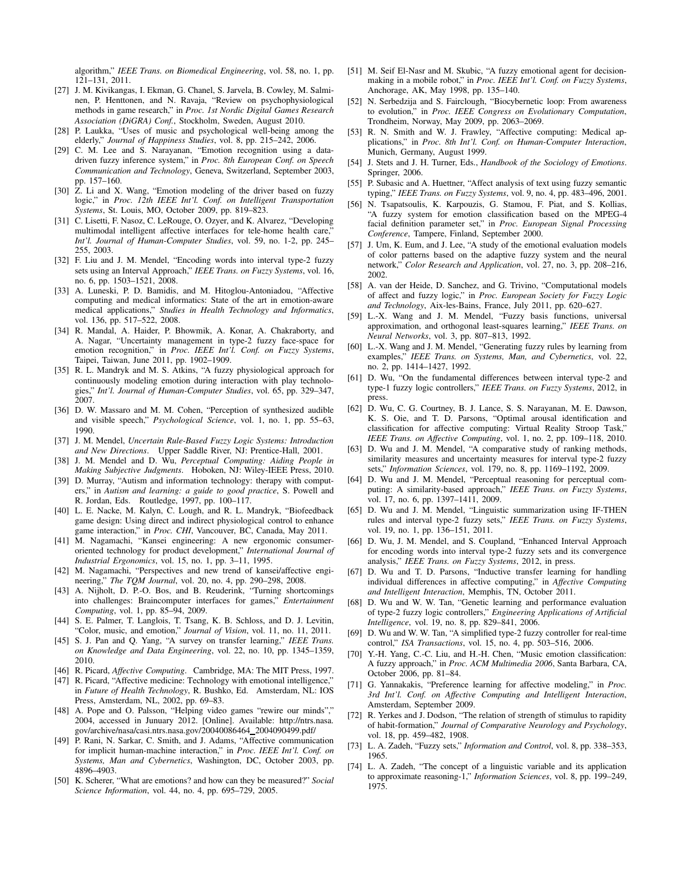algorithm," *IEEE Trans. on Biomedical Engineering*, vol. 58, no. 1, pp. 121–131, 2011.

[27] J. M. Kivikangas, I. Ekman, G. Chanel, S. Jarvela, B. Cowley, M. Salminen, P. Henttonen, and N. Ravaja, "Review on psychophysiological methods in game research," in *Proc. 1st Nordic Digital Games Research Association (DiGRA) Conf.*, Stockholm, Sweden, August 2010.

[28] P. Laukka, "Uses of music and psychological well-being among the elderly," *Journal of Happiness Studies*, vol. 8, pp. 215–242, 2006.

[29] C. M. Lee and S. Narayanan, "Emotion recognition using a data-driven fuzzy inference system," in *Proc. 8th European Conf. on Speech Communication and Technology*, Geneva, Switzerland, September 2003, pp. 157–160.

[30] Z. Li and X. Wang, "Emotion modeling of the driver based on fuzzy logic," in *Proc. 12th IEEE Int'l. Conf. on Intelligent Transportation Systems*, St. Louis, MO, October 2009, pp. 819–823.

[31] C. Lisetti, F. Nasoz, C. LeRouge, O. Ozyer, and K. Alvarez, "Developing multimodal intelligent affective interfaces for tele-home health care," *Int'l. Journal of Human-Computer Studies*, vol. 59, no. 1-2, pp. 245–255, 2003.

[32] F. Liu and J. M. Mendel, "Encoding words into interval type-2 fuzzy sets using an Interval Approach," *IEEE Trans. on Fuzzy Systems*, vol. 16, no. 6, pp. 1503–1521, 2008.

[33] A. Luneski, P. D. Bamidis, and M. Hitoglou-Antoniadou, "Affective computing and medical informatics: State of the art in emotion-aware medical applications," *Studies in Health Technology and Informatics*, vol. 136, pp. 517–522, 2008.

[34] R. Mandal, A. Haider, P. Bhowmik, A. Konar, A. Chakraborty, and A. Nagar, "Uncertainty management in type-2 fuzzy face-space for emotion recognition," in *Proc. IEEE Int'l. Conf. on Fuzzy Systems*, Taipei, Taiwan, June 2011, pp. 1902–1909.

[35] R. L. Mandryk and M. S. Atkins, "A fuzzy physiological approach for continuously modeling emotion during interaction with play technologies," *Int'l. Journal of Human-Computer Studies*, vol. 65, pp. 329–347, 2007.

[36] D. W. Massaro and M. M. Cohen, "Perception of synthesized audible and visible speech," *Psychological Science*, vol. 1, no. 1, pp. 55–63, 1990.

[37] J. M. Mendel, *Uncertain Rule-Based Fuzzy Logic Systems: Introduction and New Directions*. Upper Saddle River, NJ: Prentice-Hall, 2001.

[38] J. M. Mendel and D. Wu, *Perceptual Computing: Aiding People in Making Subjective Judgments*. Hoboken, NJ: Wiley-IEEE Press, 2010.

[39] D. Murray, "Autism and information technology: therapy with computers," in *Autism and learning: a guide to good practice*, S. Powell and R. Jordan, Eds. Routledge, 1997, pp. 100–117.

[40] L. E. Nacke, M. Kalyn, C. Lough, and R. L. Mandryk, "Biofeedback game design: Using direct and indirect physiological control to enhance game interaction," in *Proc. CHI*, Vancouver, BC, Canada, May 2011.

[41] M. Nagamachi, "Kansei engineering: A new ergonomic consumer-oriented technology for product development," *International Journal of Industrial Ergonomics*, vol. 15, no. 1, pp. 3–11, 1995.

[42] M. Nagamachi, "Perspectives and new trend of kansei/affective engineering," *The TQM Journal*, vol. 20, no. 4, pp. 290–298, 2008.

[43] A. Nijholt, D. P.-O. Bos, and B. Reuderink, "Turning shortcomings into challenges: Braincomputer interfaces for games," *Entertainment Computing*, vol. 1, pp. 85–94, 2009.

[44] S. E. Palmer, T. Langlois, T. Tsang, K. B. Schloss, and D. J. Levitin, "Color, music, and emotion," *Journal of Vision*, vol. 11, no. 11, 2011.

[45] S. J. Pan and Q. Yang, "A survey on transfer learning," *IEEE Trans. on Knowledge and Data Engineering*, vol. 22, no. 10, pp. 1345–1359, 2010.

[46] R. Picard, *Affective Computing*. Cambridge, MA: The MIT Press, 1997.

[47] R. Picard, "Affective medicine: Technology with emotional intelligence," in *Future of Health Technology*, R. Bushko, Ed. Amsterdam, NL: IOS Press, Amsterdam, NL, 2002, pp. 69–83.

[48] A. Pope and O. Palsson, "Helping video games "rewire our minds"," 2004, accessed in Junuary 2012. [Online]. Available: http://ntrs.nasa.gov/archive/nasa/casi.ntrs.nasa.gov/20040086464_2004090499.pdf/

[49] P. Rani, N. Sarkar, C. Smith, and J. Adams, "Affective communication for implicit human-machine interaction," in *Proc. IEEE Int'l. Conf. on Systems, Man and Cybernetics*, Washington, DC, October 2003, pp. 4896–4903.

[50] K. Scherer, "What are emotions? and how can they be measured?" *Social Science Information*, vol. 44, no. 4, pp. 695–729, 2005.

[51] M. Seif El-Nasr and M. Skubic, "A fuzzy emotional agent for decision-making in a mobile robot," in *Proc. IEEE Int'l. Conf. on Fuzzy Systems*, Anchorage, AK, May 1998, pp. 135–140.

[52] N. Serbedzija and S. Fairclough, "Biocybernetic loop: From awareness to evolution," in *Proc. IEEE Congress on Evolutionary Computation*, Trondheim, Norway, May 2009, pp. 2063–2069.

[53] R. N. Smith and W. J. Frawley, "Affective computing: Medical applications," in *Proc. 8th Int'l. Conf. on Human-Computer Interaction*, Munich, Germany, August 1999.

[54] J. Stets and J. H. Turner, Eds., *Handbook of the Sociology of Emotions*. Springer, 2006.

[55] P. Subasic and A. Huettner, "Affect analysis of text using fuzzy semantic typing," *IEEE Trans. on Fuzzy Systems*, vol. 9, no. 4, pp. 483–496, 2001.

[56] N. Tsapatsoulis, K. Karpouzis, G. Stamou, F. Piat, and S. Kollias, "A fuzzy system for emotion classification based on the MPEG-4 facial definition parameter set," in *Proc. European Signal Processing Conference*, Tampere, Finland, September 2000.

[57] J. Um, K. Eum, and J. Lee, "A study of the emotional evaluation models of color patterns based on the adaptive fuzzy system and the neural network," *Color Research and Application*, vol. 27, no. 3, pp. 208–216, 2002.

[58] A. van der Heide, D. Sanchez, and G. Trivino, "Computational models of affect and fuzzy logic," in *Proc. European Society for Fuzzy Logic and Technology*, Aix-les-Bains, France, July 2011, pp. 620–627.

[59] L.-X. Wang and J. M. Mendel, "Fuzzy basis functions, universal approximation, and orthogonal least-squares learning," *IEEE Trans. on Neural Networks*, vol. 3, pp. 807–813, 1992.

[60] L.-X. Wang and J. M. Mendel, "Generating fuzzy rules by learning from examples," *IEEE Trans. on Systems, Man, and Cybernetics*, vol. 22, no. 2, pp. 1414–1427, 1992.

[61] D. Wu, "On the fundamental differences between interval type-2 and type-1 fuzzy logic controllers," *IEEE Trans. on Fuzzy Systems*, 2012, in press.

[62] D. Wu, C. G. Courtney, B. J. Lance, S. S. Narayanan, M. E. Dawson, K. S. Oie, and T. D. Parsons, "Optimal arousal identification and classification for affective computing: Virtual Reality Stroop Task," *IEEE Trans. on Affective Computing*, vol. 1, no. 2, pp. 109–118, 2010.

[63] D. Wu and J. M. Mendel, "A comparative study of ranking methods, similarity measures and uncertainty measures for interval type-2 fuzzy sets," *Information Sciences*, vol. 179, no. 8, pp. 1169–1192, 2009.

[64] D. Wu and J. M. Mendel, "Perceptual reasoning for perceptual computing: A similarity-based approach," *IEEE Trans. on Fuzzy Systems*, vol. 17, no. 6, pp. 1397–1411, 2009.

[65] D. Wu and J. M. Mendel, "Linguistic summarization using IF-THEN rules and interval type-2 fuzzy sets," *IEEE Trans. on Fuzzy Systems*, vol. 19, no. 1, pp. 136–151, 2011.

[66] D. Wu, J. M. Mendel, and S. Coupland, "Enhanced Interval Approach for encoding words into interval type-2 fuzzy sets and its convergence analysis," *IEEE Trans. on Fuzzy Systems*, 2012, in press.

[67] D. Wu and T. D. Parsons, "Inductive transfer learning for handling individual differences in affective computing," in *Affective Computing and Intelligent Interaction*, Memphis, TN, October 2011.

[68] D. Wu and W. W. Tan, "Genetic learning and performance evaluation of type-2 fuzzy logic controllers," *Engineering Applications of Artificial Intelligence*, vol. 19, no. 8, pp. 829–841, 2006.

[69] D. Wu and W. W. Tan, "A simplified type-2 fuzzy controller for real-time control," *ISA Transactions*, vol. 15, no. 4, pp. 503–516, 2006.

[70] Y.-H. Yang, C.-C. Liu, and H.-H. Chen, "Music emotion classification: A fuzzy approach," in *Proc. ACM Multimedia 2006*, Santa Barbara, CA, October 2006, pp. 81–84.

[71] G. Yannakakis, "Preference learning for affective modeling," in *Proc. 3rd Int'l. Conf. on Affective Computing and Intelligent Interaction*, Amsterdam, September 2009.

[72] R. Yerkes and J. Dodson, "The relation of strength of stimulus to rapidity of habit-formation," *Journal of Comparative Neurology and Psychology*, vol. 18, pp. 459–482, 1908.

[73] L. A. Zadeh, "Fuzzy sets," *Information and Control*, vol. 8, pp. 338–353, 1965.

[74] L. A. Zadeh, "The concept of a linguistic variable and its application to approximate reasoning-1," *Information Sciences*, vol. 8, pp. 199–249, 1975.